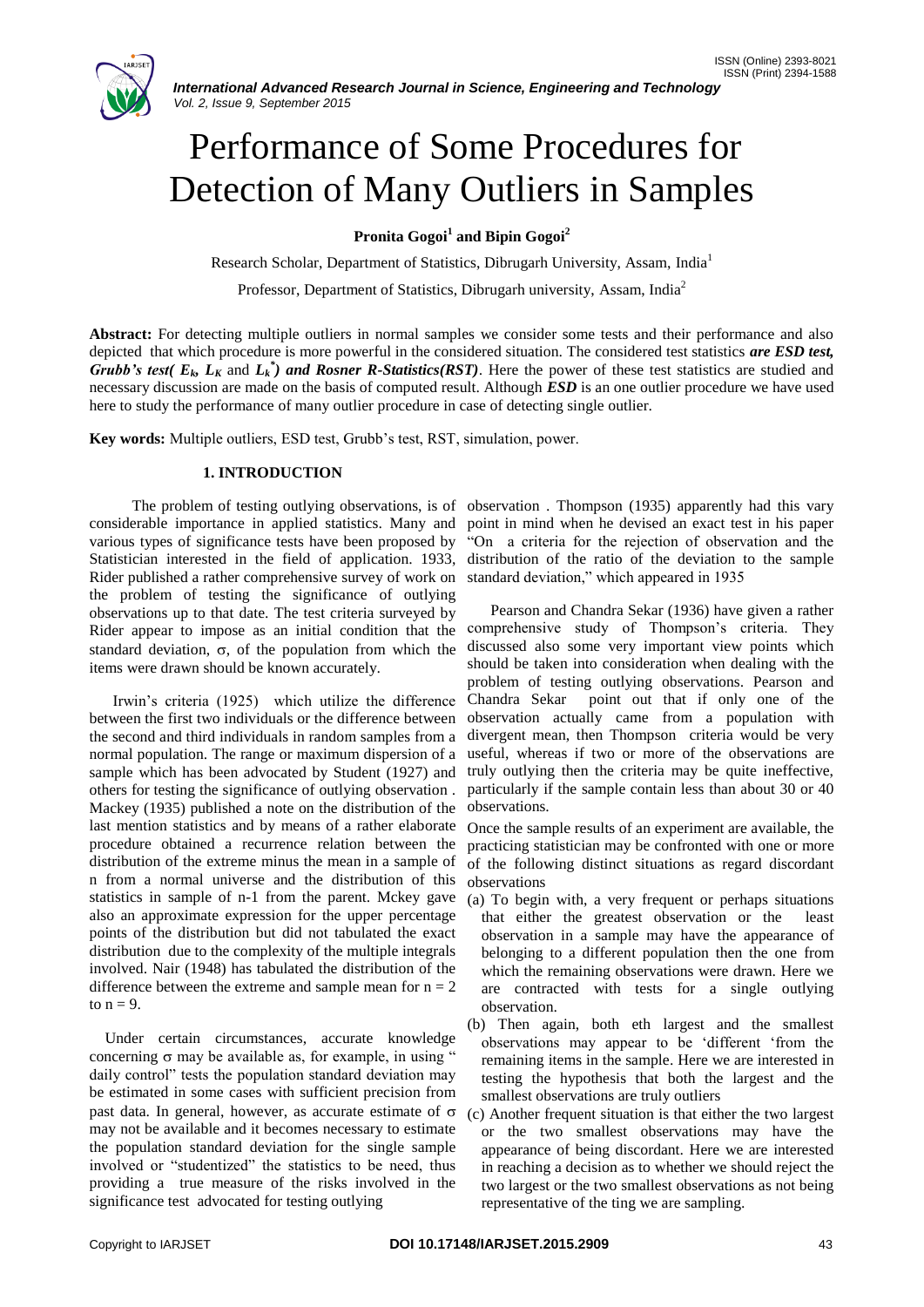# Performance of Some Procedures for Detection of Many Outliers in Samples

**Pronita Gogoi[1] and Bipin Gogoi[2]**

Research Scholar, Department of Statistics, Dibrugarh University, Assam, India[1]

Professor, Department of Statistics, Dibrugarh university, Assam, India[2]

**Abstract:** For detecting multiple outliers in normal samples we consider some tests and their performance and also depicted that which procedure is more powerful in the considered situation. The considered test statistics ***are ESD test, Grubb's test(*** $E_k$, $L_K$ and $L_k^*$***) and Rosner R-Statistics(RST)***. Here the power of these test statistics are studied and necessary discussion are made on the basis of computed result. Although ***ESD*** is an one outlier procedure we have used here to study the performance of many outlier procedure in case of detecting single outlier.

**Key words:** Multiple outliers, ESD test, Grubb's test, RST, simulation, power.

## 1. INTRODUCTION

The problem of testing outlying observations, is of considerable importance in applied statistics. Many and various types of significance tests have been proposed by Statistician interested in the field of application. 1933, Rider published a rather comprehensive survey of work on the problem of testing the significance of outlying observations up to that date. The test criteria surveyed by Rider appear to impose as an initial condition that the standard deviation, σ, of the population from which the items were drawn should be known accurately.

Irwin's criteria (1925) which utilize the difference between the first two individuals or the difference between the second and third individuals in random samples from a normal population. The range or maximum dispersion of a sample which has been advocated by Student (1927) and others for testing the significance of outlying observation . Mackey (1935) published a note on the distribution of the last mention statistics and by means of a rather elaborate procedure obtained a recurrence relation between the distribution of the extreme minus the mean in a sample of n from a normal universe and the distribution of this statistics in sample of n-1 from the parent. Mckey gave also an approximate expression for the upper percentage points of the distribution but did not tabulated the exact distribution due to the complexity of the multiple integrals involved. Nair (1948) has tabulated the distribution of the difference between the extreme and sample mean for $n = 2$ to $n = 9$.

Under certain circumstances, accurate knowledge concerning σ may be available as, for example, in using " daily control" tests the population standard deviation may be estimated in some cases with sufficient precision from past data. In general, however, as accurate estimate of σ may not be available and it becomes necessary to estimate the population standard deviation for the single sample involved or "studentized" the statistics to be need, thus providing a true measure of the risks involved in the significance test advocated for testing outlying observation . Thompson (1935) apparently had this vary point in mind when he devised an exact test in his paper "On a criteria for the rejection of observation and the distribution of the ratio of the deviation to the sample standard deviation," which appeared in 1935

Pearson and Chandra Sekar (1936) have given a rather comprehensive study of Thompson's criteria. They discussed also some very important view points which should be taken into consideration when dealing with the problem of testing outlying observations. Pearson and Chandra Sekar point out that if only one of the observation actually came from a population with divergent mean, then Thompson criteria would be very useful, whereas if two or more of the observations are truly outlying then the criteria may be quite ineffective, particularly if the sample contain less than about 30 or 40 observations.

Once the sample results of an experiment are available, the practicing statistician may be confronted with one or more of the following distinct situations as regard discordant observations

(a) To begin with, a very frequent or perhaps situations that either the greatest observation or the least observation in a sample may have the appearance of belonging to a different population then the one from which the remaining observations were drawn. Here we are contracted with tests for a single outlying observation.
(b) Then again, both eth largest and the smallest observations may appear to be 'different 'from the remaining items in the sample. Here we are interested in testing the hypothesis that both the largest and the smallest observations are truly outliers
(c) Another frequent situation is that either the two largest or the two smallest observations may have the appearance of being discordant. Here we are interested in reaching a decision as to whether we should reject the two largest or the two smallest observations as not being representative of the ting we are sampling.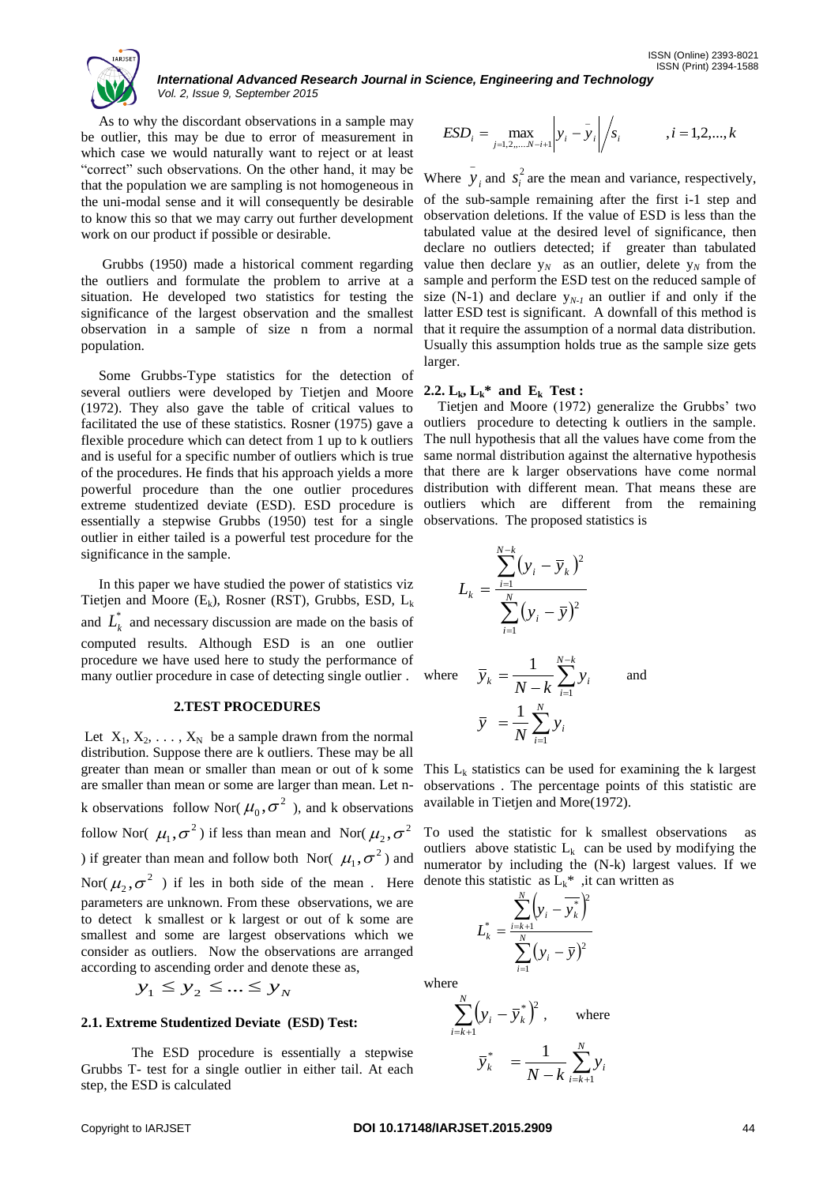As to why the discordant observations in a sample may be outlier, this may be due to error of measurement in which case we would naturally want to reject or at least "correct" such observations. On the other hand, it may be that the population we are sampling is not homogeneous in the uni-modal sense and it will consequently be desirable to know this so that we may carry out further development work on our product if possible or desirable.

Grubbs (1950) made a historical comment regarding the outliers and formulate the problem to arrive at a situation. He developed two statistics for testing the significance of the largest observation and the smallest observation in a sample of size n from a normal population.

Some Grubbs-Type statistics for the detection of several outliers were developed by Tietjen and Moore (1972). They also gave the table of critical values to facilitated the use of these statistics. Rosner (1975) gave a flexible procedure which can detect from 1 up to k outliers and is useful for a specific number of outliers which is true of the procedures. He finds that his approach yields a more powerful procedure than the one outlier procedures extreme studentized deviate (ESD). ESD procedure is essentially a stepwise Grubbs (1950) test for a single outlier in either tailed is a powerful test procedure for the significance in the sample.

In this paper we have studied the power of statistics viz Tietjen and Moore ($E_k$), Rosner (RST), Grubbs, ESD, $L_k$ and $L_k^*$ and necessary discussion are made on the basis of computed results. Although ESD is an one outlier procedure we have used here to study the performance of many outlier procedure in case of detecting single outlier .

## 2.TEST PROCEDURES

Let $X_1, X_2, \ldots, X_N$ be a sample drawn from the normal distribution. Suppose there are k outliers. These may be all greater than mean or smaller than mean or out of k some are smaller than mean or some are larger than mean. Let n-k observations follow Nor( $\mu_0, \sigma^2$ ), and k observations follow Nor( $\mu_1, \sigma^2$ ) if less than mean and Nor( $\mu_2, \sigma^2$ ) if greater than mean and follow both Nor( $\mu_1, \sigma^2$ ) and Nor( $\mu_2, \sigma^2$ ) if les in both side of the mean . Here parameters are unknown. From these observations, we are to detect k smallest or k largest or out of k some are smallest and some are largest observations which we consider as outliers. Now the observations are arranged according to ascending order and denote these as,

$$y_1 \le y_2 \le \ldots \le y_N$$

### 2.1. Extreme Studentized Deviate (ESD) Test:

The ESD procedure is essentially a stepwise Grubbs T- test for a single outlier in either tail. At each step, the ESD is calculated

$$ESD_i = \max_{j=1,2,\ldots,N-i+1} \left| y_i - \bar{y}_i \right| \Big/ s_i \qquad , i = 1,2,\ldots,k$$

Where $\bar{y}_i$ and $s_i^2$ are the mean and variance, respectively, of the sub-sample remaining after the first i-1 step and observation deletions. If the value of ESD is less than the tabulated value at the desired level of significance, then declare no outliers detected; if greater than tabulated value then declare $y_N$ as an outlier, delete $y_N$ from the sample and perform the ESD test on the reduced sample of size (N-1) and declare $y_{N-1}$ an outlier if and only if the latter ESD test is significant. A downfall of this method is that it require the assumption of a normal data distribution. Usually this assumption holds true as the sample size gets larger.

### 2.2. $L_k$, $L_k^*$ and $E_k$ Test :

Tietjen and Moore (1972) generalize the Grubbs' two outliers procedure to detecting k outliers in the sample. The null hypothesis that all the values have come from the same normal distribution against the alternative hypothesis that there are k larger observations have come normal distribution with different mean. That means these are outliers which are different from the remaining observations. The proposed statistics is

$$L_k = \frac{\sum_{i=1}^{N-k} \left( y_i - \bar{y}_k \right)^2}{\sum_{i=1}^{N} \left( y_i - \bar{y} \right)^2}$$

where $\bar{y}_k = \frac{1}{N-k} \sum_{i=1}^{N-k} y_i$ and

$$\bar{y} = \frac{1}{N} \sum_{i=1}^{N} y_i$$

This $L_k$ statistics can be used for examining the k largest observations . The percentage points of this statistic are available in Tietjen and More(1972).

To used the statistic for k smallest observations as outliers above statistic $L_k$ can be used by modifying the numerator by including the (N-k) largest values. If we denote this statistic as $L_k^*$ ,it can written as

$$L_k^* = \frac{\sum_{i=k+1}^{N} \left( y_i - \overline{y_k^*} \right)^2}{\sum_{i=1}^{N} \left( y_i - \bar{y} \right)^2}$$

where

$$\sum_{i=k+1}^{N} \left( y_i - \bar{y}_k^* \right)^2, \qquad \text{where}$$

$$\bar{y}_k^* = \frac{1}{N-k} \sum_{i=k+1}^{N} y_i$$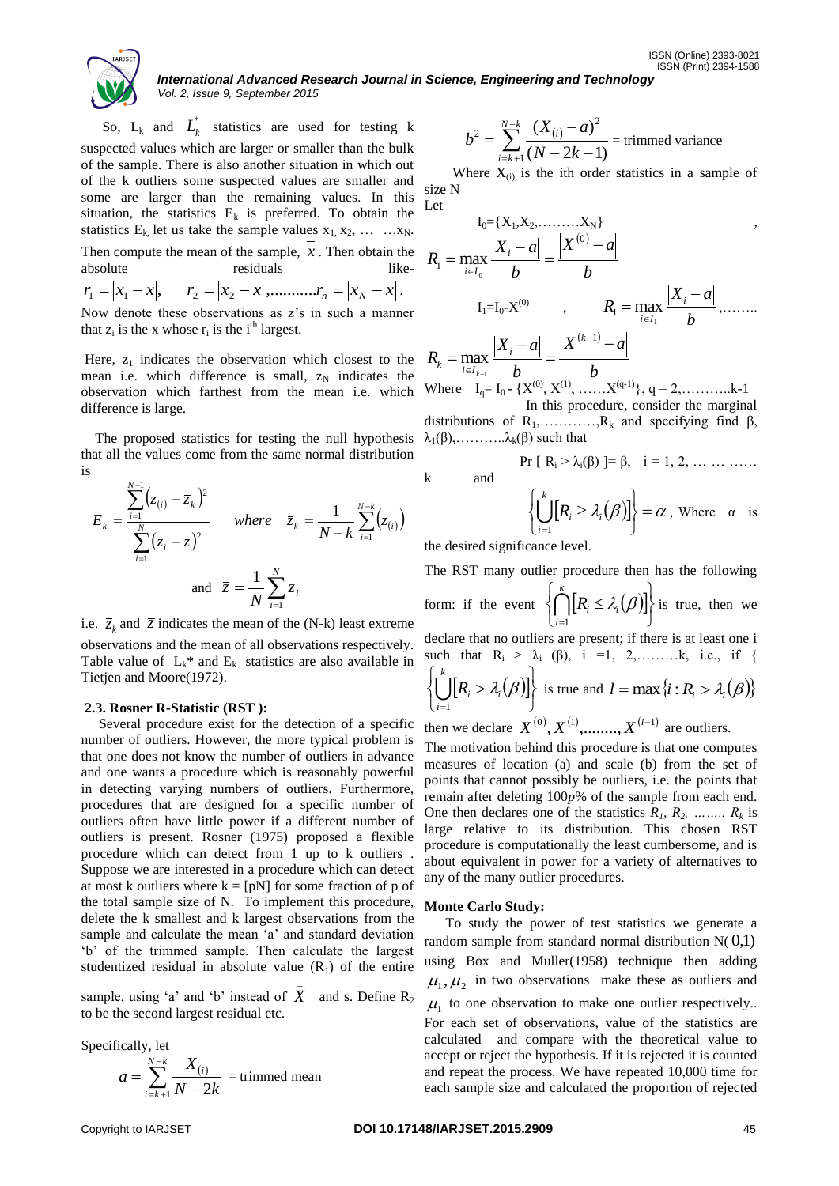So, $L_k$ and $L_k^*$ statistics are used for testing k suspected values which are larger or smaller than the bulk of the sample. There is also another situation in which out of the k outliers some suspected values are smaller and some are larger than the remaining values. In this situation, the statistics $E_k$ is preferred. To obtain the statistics $E_k$, let us take the sample values $x_1, x_2, \ldots \ldots x_N$. Then compute the mean of the sample, $\bar{x}$. Then obtain the absolute residuals like-

$$r_1 = |x_1 - \bar{x}|, \quad r_2 = |x_2 - \bar{x}|, \ldots\ldots\ldots r_n = |x_N - \bar{x}|.$$

Now denote these observations as z's in such a manner that $z_i$ is the x whose $r_i$ is the $i^{th}$ largest.

Here, $z_1$ indicates the observation which closest to the mean i.e. which difference is small, $z_N$ indicates the observation which farthest from the mean i.e. which difference is large.

The proposed statistics for testing the null hypothesis that all the values come from the same normal distribution is

$$E_k = \frac{\sum_{i=1}^{N-1} \left(z_{(i)} - \bar{z}_k\right)^2}{\sum_{i=1}^{N} \left(z_i - \bar{z}\right)^2} \quad where \quad \bar{z}_k = \frac{1}{N-k} \sum_{i=1}^{N-k} \left(z_{(i)}\right)$$

$$\text{and} \quad \bar{z} = \frac{1}{N} \sum_{i=1}^{N} z_i$$

i.e. $\bar{z}_k$ and $\bar{z}$ indicates the mean of the (N-k) least extreme observations and the mean of all observations respectively. Table value of $L_k^*$ and $E_k$ statistics are also available in Tietjen and Moore(1972).

### 2.3. Rosner R-Statistic (RST ):

Several procedure exist for the detection of a specific number of outliers. However, the more typical problem is that one does not know the number of outliers in advance and one wants a procedure which is reasonably powerful in detecting varying numbers of outliers. Furthermore, procedures that are designed for a specific number of outliers often have little power if a different number of outliers is present. Rosner (1975) proposed a flexible procedure which can detect from 1 up to k outliers . Suppose we are interested in a procedure which can detect at most k outliers where $k = [pN]$ for some fraction of p of the total sample size of N. To implement this procedure, delete the k smallest and k largest observations from the sample and calculate the mean 'a' and standard deviation 'b' of the trimmed sample. Then calculate the largest studentized residual in absolute value ($R_1$) of the entire sample, using 'a' and 'b' instead of $\bar{X}$ and s. Define $R_2$ to be the second largest residual etc.

Specifically, let

$$a = \sum_{i=k+1}^{N-k} \frac{X_{(i)}}{N-2k} = \text{trimmed mean}$$

$$b^2 = \sum_{i=k+1}^{N-k} \frac{(X_{(i)} - a)^2}{(N-2k-1)} = \text{trimmed variance}$$

Where $X_{(i)}$ is the ith order statistics in a sample of size N

Let

$$I_0 = \{X_1, X_2, \ldots\ldots\ldots X_N\},$$

$$R_1 = \max_{i \in I_0} \frac{|X_i - a|}{b} = \frac{|X^{(0)} - a|}{b}$$

$$I_1 = I_0 - X^{(0)}, \quad R_1 = \max_{i \in I_1} \frac{|X_i - a|}{b}, \ldots\ldots$$

$$R_k = \max_{i \in I_{k-1}} \frac{|X_i - a|}{b} = \frac{|X^{(k-1)} - a|}{b}$$

Where $I_q = I_0 - \{X^{(0)}, X^{(1)}, \ldots\ldots X^{(q-1)}\}$, $q = 2, \ldots\ldots\ldots k-1$

In this procedure, consider the marginal distributions of $R_1, \ldots\ldots\ldots, R_k$ and specifying find $\beta$, $\lambda_1(\beta), \ldots\ldots\ldots \lambda_k(\beta)$ such that

$$\Pr[R_i > \lambda_i(\beta)] = \beta, \quad i = 1, 2, \ldots \ldots \ldots k$$

and

$$\left\{\bigcup_{i=1}^{k} \left[R_i \geq \lambda_i(\beta)\right]\right\} = \alpha,$$

Where $\alpha$ is the desired significance level.

The RST many outlier procedure then has the following form: if the event $\left\{\bigcap_{i=1}^{k} \left[R_i \leq \lambda_i(\beta)\right]\right\}$ is true, then we declare that no outliers are present; if there is at least one i such that $R_i > \lambda_i(\beta)$, $i = 1, 2, \ldots\ldots\ldots k$, i.e., if $\left\{\bigcup_{i=1}^{k} \left[R_i > \lambda_i(\beta)\right]\right\}$ is true and $l = \max\{i : R_i > \lambda_i(\beta)\}$ then we declare $X^{(0)}, X^{(1)}, \ldots\ldots\ldots, X^{(i-1)}$ are outliers.

The motivation behind this procedure is that one computes measures of location (a) and scale (b) from the set of points that cannot possibly be outliers, i.e. the points that remain after deleting 100*p*% of the sample from each end. One then declares one of the statistics $R_1, R_2, \ldots\ldots R_k$ is large relative to its distribution. This chosen RST procedure is computationally the least cumbersome, and is about equivalent in power for a variety of alternatives to any of the many outlier procedures.

**Monte Carlo Study:**

To study the power of test statistics we generate a random sample from standard normal distribution $N(0,1)$ using Box and Muller(1958) technique then adding $\mu_1, \mu_2$ in two observations make these as outliers and $\mu_1$ to one observation to make one outlier respectively.. For each set of observations, value of the statistics are calculated and compare with the theoretical value to accept or reject the hypothesis. If it is rejected it is counted and repeat the process. We have repeated 10,000 time for each sample size and calculated the proportion of rejected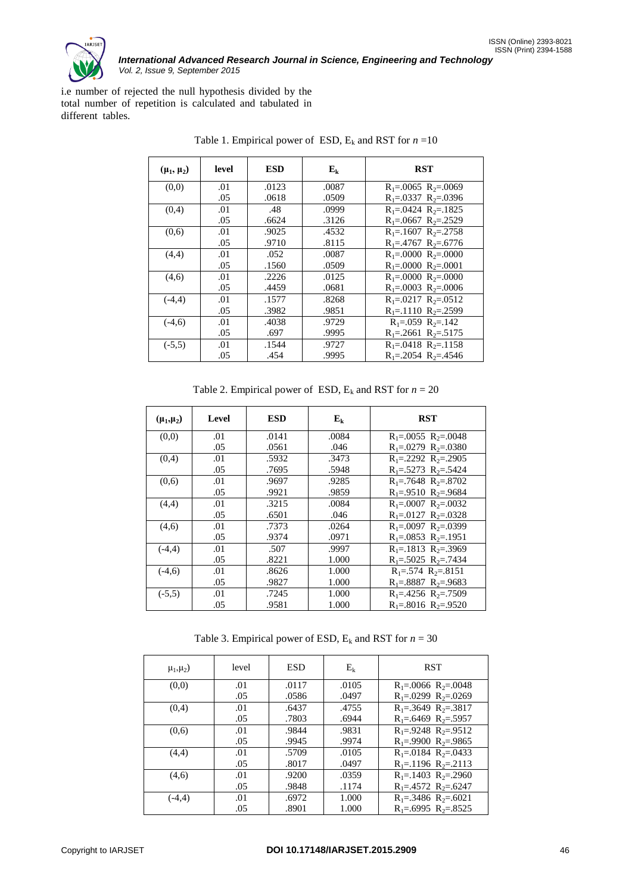i.e number of rejected the null hypothesis divided by the total number of repetition is calculated and tabulated in different tables.

Table 1. Empirical power of ESD, $E_k$ and RST for $n$ =10

| $(\mu_1, \mu_2)$ | level | ESD | $E_k$ | RST |
|---|---|---|---|---|
| (0,0) | .01 | .0123 | .0087 | $R_1$=.0065 $R_2$=.0069 |
| | .05 | .0618 | .0509 | $R_1$=.0337 $R_2$=.0396 |
| (0,4) | .01 | .48 | .0999 | $R_1$=.0424 $R_2$=.1825 |
| | .05 | .6624 | .3126 | $R_1$=.0667 $R_2$=.2529 |
| (0,6) | .01 | .9025 | .4532 | $R_1$=.1607 $R_2$=.2758 |
| | .05 | .9710 | .8115 | $R_1$=.4767 $R_2$=.6776 |
| (4,4) | .01 | .052 | .0087 | $R_1$=.0000 $R_2$=.0000 |
| | .05 | .1560 | .0509 | $R_1$=.0000 $R_2$=.0001 |
| (4,6) | .01 | .2226 | .0125 | $R_1$=.0000 $R_2$=.0000 |
| | .05 | .4459 | .0681 | $R_1$=.0003 $R_2$=.0006 |
| (-4,4) | .01 | .1577 | .8268 | $R_1$=.0217 $R_2$=.0512 |
| | .05 | .3982 | .9851 | $R_1$=.1110 $R_2$=.2599 |
| (-4,6) | .01 | .4038 | .9729 | $R_1$=.059 $R_2$=.142 |
| | .05 | .697 | .9995 | $R_1$=.2661 $R_2$=.5175 |
| (-5,5) | .01 | .1544 | .9727 | $R_1$=.0418 $R_2$=.1158 |
| | .05 | .454 | .9995 | $R_1$=.2054 $R_2$=.4546 |

Table 2. Empirical power of ESD, $E_k$ and RST for $n$ = 20

| $(\mu_1,\mu_2)$ | Level | ESD | $E_k$ | RST |
|---|---|---|---|---|
| (0,0) | .01 | .0141 | .0084 | $R_1$=.0055 $R_2$=.0048 |
| | .05 | .0561 | .046 | $R_1$=.0279 $R_2$=.0380 |
| (0,4) | .01 | .5932 | .3473 | $R_1$=.2292 $R_2$=.2905 |
| | .05 | .7695 | .5948 | $R_1$=.5273 $R_2$=.5424 |
| (0,6) | .01 | .9697 | .9285 | $R_1$=.7648 $R_2$=.8702 |
| | .05 | .9921 | .9859 | $R_1$=.9510 $R_2$=.9684 |
| (4,4) | .01 | .3215 | .0084 | $R_1$=.0007 $R_2$=.0032 |
| | .05 | .6501 | .046 | $R_1$=.0127 $R_2$=.0328 |
| (4,6) | .01 | .7373 | .0264 | $R_1$=.0097 $R_2$=.0399 |
| | .05 | .9374 | .0971 | $R_1$=.0853 $R_2$=.1951 |
| (-4,4) | .01 | .507 | .9997 | $R_1$=.1813 $R_2$=.3969 |
| | .05 | .8221 | 1.000 | $R_1$=.5025 $R_2$=.7434 |
| (-4,6) | .01 | .8626 | 1.000 | $R_1$=.574 $R_2$=.8151 |
| | .05 | .9827 | 1.000 | $R_1$=.8887 $R_2$=.9683 |
| (-5,5) | .01 | .7245 | 1.000 | $R_1$=.4256 $R_2$=.7509 |
| | .05 | .9581 | 1.000 | $R_1$=.8016 $R_2$=.9520 |

Table 3. Empirical power of ESD, $E_k$ and RST for $n$ = 30

| $\mu_1,\mu_2$) | level | ESD | $E_k$ | RST |
|---|---|---|---|---|
| (0,0) | .01 | .0117 | .0105 | $R_1$=.0066 $R_2$=.0048 |
| | .05 | .0586 | .0497 | $R_1$=.0299 $R_2$=.0269 |
| (0,4) | .01 | .6437 | .4755 | $R_1$=.3649 $R_2$=.3817 |
| | .05 | .7803 | .6944 | $R_1$=.6469 $R_2$=.5957 |
| (0,6) | .01 | .9844 | .9831 | $R_1$=.9248 $R_2$=.9512 |
| | .05 | .9945 | .9974 | $R_1$=.9900 $R_2$=.9865 |
| (4,4) | .01 | .5709 | .0105 | $R_1$=.0184 $R_2$=.0433 |
| | .05 | .8017 | .0497 | $R_1$=.1196 $R_2$=.2113 |
| (4,6) | .01 | .9200 | .0359 | $R_1$=.1403 $R_2$=.2960 |
| | .05 | .9848 | .1174 | $R_1$=.4572 $R_2$=.6247 |
| (-4,4) | .01 | .6972 | 1.000 | $R_1$=.3486 $R_2$=.6021 |
| | .05 | .8901 | 1.000 | $R_1$=.6995 $R_2$=.8525 |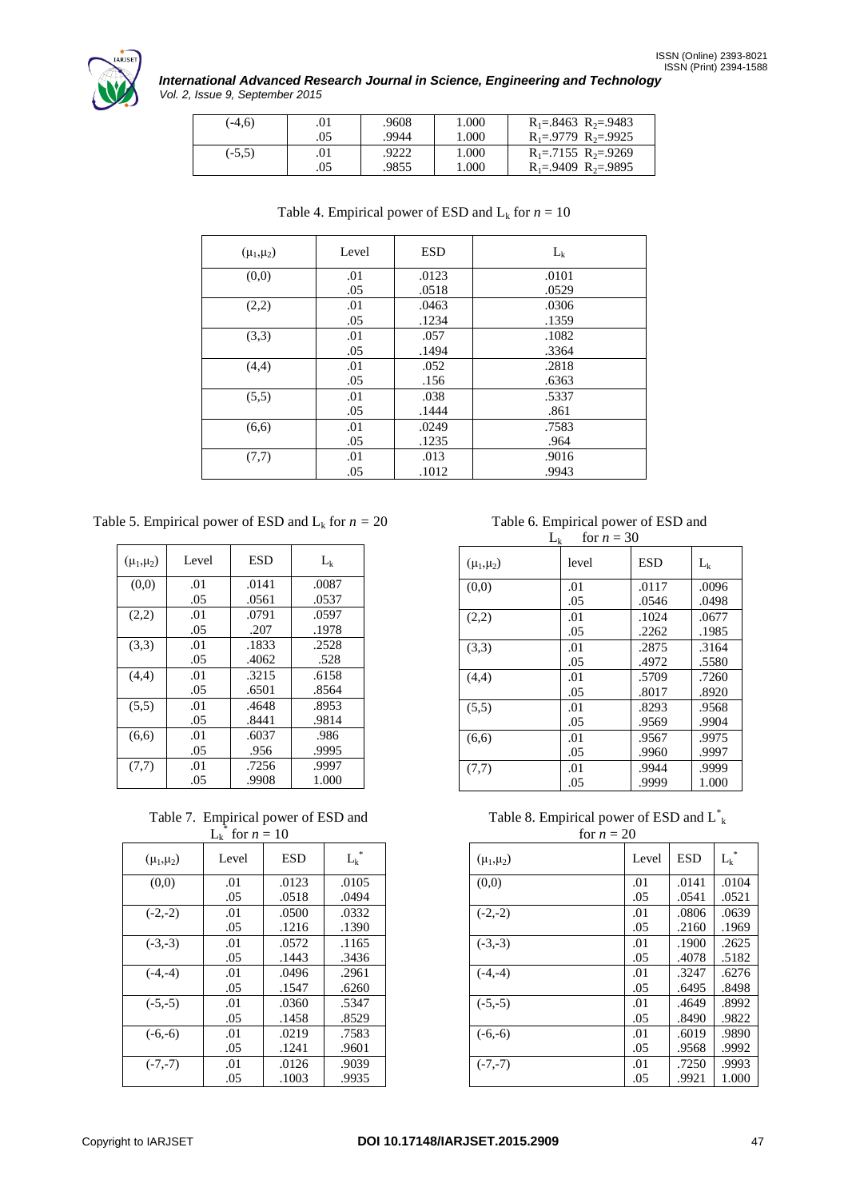| | | | | |
|---|---|---|---|---|
| (-4,6) | .01 | .9608 | 1.000 | $R_1$=.8463 $R_2$=.9483 |
| | .05 | .9944 | 1.000 | $R_1$=.9779 $R_2$=.9925 |
| (-5,5) | .01 | .9222 | 1.000 | $R_1$=.7155 $R_2$=.9269 |
| | .05 | .9855 | 1.000 | $R_1$=.9409 $R_2$=.9895 |

Table 4. Empirical power of ESD and $L_k$ for $n = 10$

| $(\mu_1,\mu_2)$ | Level | ESD | $L_k$ |
|---|---|---|---|
| (0,0) | .01 | .0123 | .0101 |
| | .05 | .0518 | .0529 |
| (2,2) | .01 | .0463 | .0306 |
| | .05 | .1234 | .1359 |
| (3,3) | .01 | .057 | .1082 |
| | .05 | .1494 | .3364 |
| (4,4) | .01 | .052 | .2818 |
| | .05 | .156 | .6363 |
| (5,5) | .01 | .038 | .5337 |
| | .05 | .1444 | .861 |
| (6,6) | .01 | .0249 | .7583 |
| | .05 | .1235 | .964 |
| (7,7) | .01 | .013 | .9016 |
| | .05 | .1012 | .9943 |

Table 5. Empirical power of ESD and $L_k$ for $n = 20$

| $(\mu_1,\mu_2)$ | Level | ESD | $L_k$ |
|---|---|---|---|
| (0,0) | .01 | .0141 | .0087 |
| | .05 | .0561 | .0537 |
| (2,2) | .01 | .0791 | .0597 |
| | .05 | .207 | .1978 |
| (3,3) | .01 | .1833 | .2528 |
| | .05 | .4062 | .528 |
| (4,4) | .01 | .3215 | .6158 |
| | .05 | .6501 | .8564 |
| (5,5) | .01 | .4648 | .8953 |
| | .05 | .8441 | .9814 |
| (6,6) | .01 | .6037 | .986 |
| | .05 | .956 | .9995 |
| (7,7) | .01 | .7256 | .9997 |
| | .05 | .9908 | 1.000 |

Table 6. Empirical power of ESD and $L_k$ for $n = 30$

| $(\mu_1,\mu_2)$ | level | ESD | $L_k$ |
|---|---|---|---|
| (0,0) | .01 | .0117 | .0096 |
| | .05 | .0546 | .0498 |
| (2,2) | .01 | .1024 | .0677 |
| | .05 | .2262 | .1985 |
| (3,3) | .01 | .2875 | .3164 |
| | .05 | .4972 | .5580 |
| (4,4) | .01 | .5709 | .7260 |
| | .05 | .8017 | .8920 |
| (5,5) | .01 | .8293 | .9568 |
| | .05 | .9569 | .9904 |
| (6,6) | .01 | .9567 | .9975 |
| | .05 | .9960 | .9997 |
| (7,7) | .01 | .9944 | .9999 |
| | .05 | .9999 | 1.000 |

Table 7. Empirical power of ESD and $L_k^*$ for $n = 10$

| $(\mu_1,\mu_2)$ | Level | ESD | $L_k^*$ |
|---|---|---|---|
| (0,0) | .01 | .0123 | .0105 |
| | .05 | .0518 | .0494 |
| (-2,-2) | .01 | .0500 | .0332 |
| | .05 | .1216 | .1390 |
| (-3,-3) | .01 | .0572 | .1165 |
| | .05 | .1443 | .3436 |
| (-4,-4) | .01 | .0496 | .2961 |
| | .05 | .1547 | .6260 |
| (-5,-5) | .01 | .0360 | .5347 |
| | .05 | .1458 | .8529 |
| (-6,-6) | .01 | .0219 | .7583 |
| | .05 | .1241 | .9601 |
| (-7,-7) | .01 | .0126 | .9039 |
| | .05 | .1003 | .9935 |

Table 8. Empirical power of ESD and $L_k^*$ for $n = 20$

| $(\mu_1,\mu_2)$ | Level | ESD | $L_k^*$ |
|---|---|---|---|
| (0,0) | .01 | .0141 | .0104 |
| | .05 | .0541 | .0521 |
| (-2,-2) | .01 | .0806 | .0639 |
| | .05 | .2160 | .1969 |
| (-3,-3) | .01 | .1900 | .2625 |
| | .05 | .4078 | .5182 |
| (-4,-4) | .01 | .3247 | .6276 |
| | .05 | .6495 | .8498 |
| (-5,-5) | .01 | .4649 | .8992 |
| | .05 | .8490 | .9822 |
| (-6,-6) | .01 | .6019 | .9890 |
| | .05 | .9568 | .9992 |
| (-7,-7) | .01 | .7250 | .9993 |
| | .05 | .9921 | 1.000 |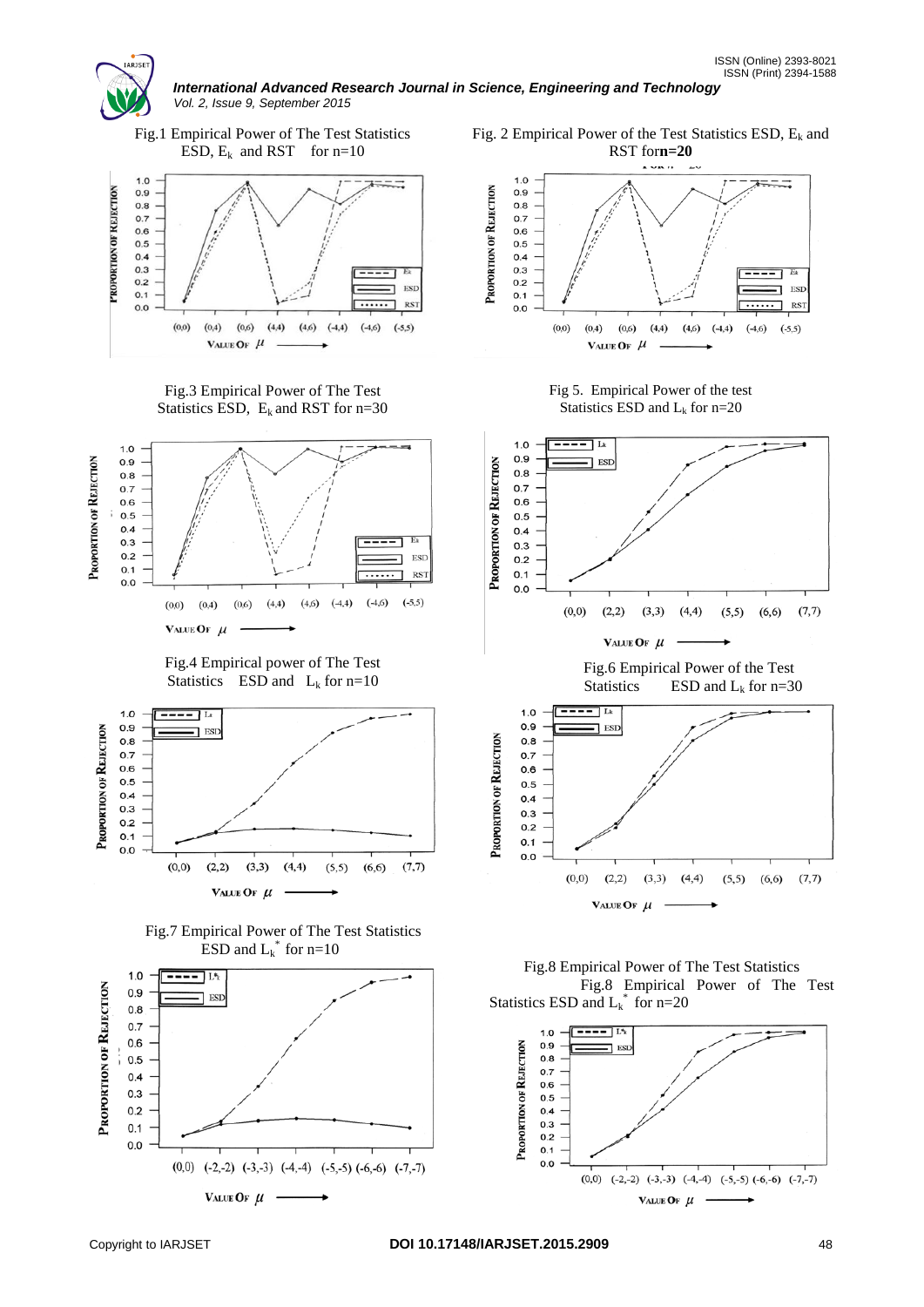Fig.1 Empirical Power of The Test Statistics ESD, $E_k$ and RST for n=10

Fig. 2 Empirical Power of the Test Statistics ESD, $E_k$ and RST for **n=20**

Fig.3 Empirical Power of The Test Statistics ESD, $E_k$ and RST for n=30

Fig 5. Empirical Power of the test Statistics ESD and $L_k$ for n=20

Fig.4 Empirical power of The Test Statistics ESD and $L_k$ for n=10

Fig.6 Empirical Power of the Test Statistics ESD and $L_k$ for n=30

Fig.7 Empirical Power of The Test Statistics ESD and $L_k^*$ for n=10

Fig.8 Empirical Power of The Test Statistics Fig.8 Empirical Power of The Test Statistics ESD and $L_k^*$ for n=20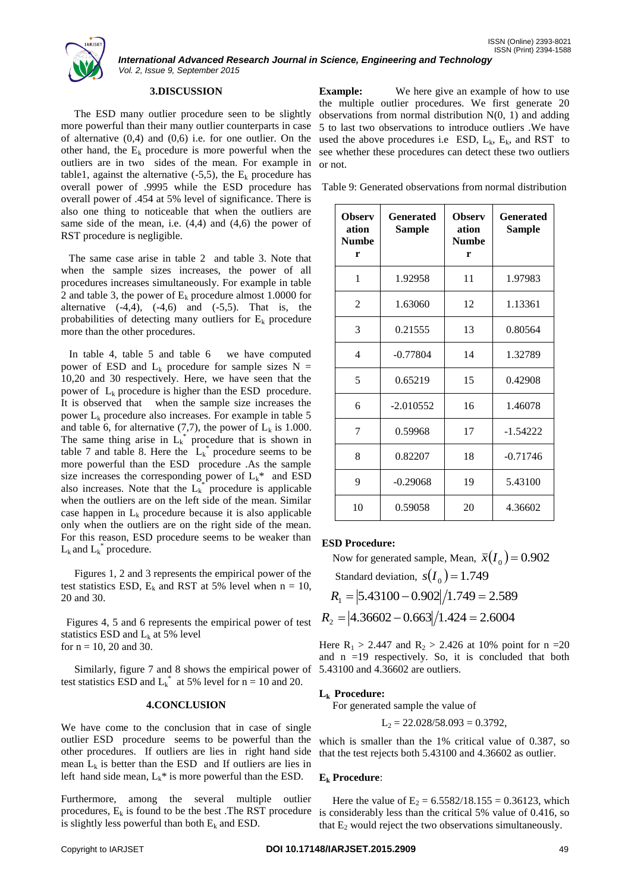## 3.DISCUSSION

The ESD many outlier procedure seen to be slightly more powerful than their many outlier counterparts in case of alternative (0,4) and (0,6) i.e. for one outlier. On the other hand, the $E_k$ procedure is more powerful when the outliers are in two sides of the mean. For example in table1, against the alternative (-5,5), the $E_k$ procedure has overall power of .9995 while the ESD procedure has overall power of .454 at 5% level of significance. There is also one thing to noticeable that when the outliers are same side of the mean, i.e. (4,4) and (4,6) the power of RST procedure is negligible.

The same case arise in table 2 and table 3. Note that when the sample sizes increases, the power of all procedures increases simultaneously. For example in table 2 and table 3, the power of $E_k$ procedure almost 1.0000 for alternative (-4,4), (-4,6) and (-5,5). That is, the probabilities of detecting many outliers for $E_k$ procedure more than the other procedures.

In table 4, table 5 and table 6 we have computed power of ESD and $L_k$ procedure for sample sizes N = 10,20 and 30 respectively. Here, we have seen that the power of $L_k$ procedure is higher than the ESD procedure. It is observed that when the sample size increases the power $L_k$ procedure also increases. For example in table 5 and table 6, for alternative (7,7), the power of $L_k$ is 1.000. The same thing arise in $L_k^*$ procedure that is shown in table 7 and table 8. Here the $L_k^*$ procedure seems to be more powerful than the ESD procedure .As the sample size increases the corresponding power of $L_k^*$ and ESD also increases. Note that the $L_k^*$ procedure is applicable when the outliers are on the left side of the mean. Similar case happen in $L_k$ procedure because it is also applicable only when the outliers are on the right side of the mean. For this reason, ESD procedure seems to be weaker than $L_k$ and $L_k^*$ procedure.

Figures 1, 2 and 3 represents the empirical power of the test statistics ESD, $E_k$ and RST at 5% level when n = 10, 20 and 30.

Figures 4, 5 and 6 represents the empirical power of test statistics ESD and $L_k$ at 5% level for n = 10, 20 and 30.

Similarly, figure 7 and 8 shows the empirical power of test statistics ESD and $L_k^*$ at 5% level for n = 10 and 20.

## 4.CONCLUSION

We have come to the conclusion that in case of single outlier ESD procedure seems to be powerful than the other procedures. If outliers are lies in right hand side mean $L_k$ is better than the ESD and If outliers are lies in left hand side mean, $L_k^*$ is more powerful than the ESD.

Furthermore, among the several multiple outlier procedures, $E_k$ is found to be the best .The RST procedure is slightly less powerful than both $E_k$ and ESD.

**Example:** We here give an example of how to use the multiple outlier procedures. We first generate 20 observations from normal distribution N(0, 1) and adding 5 to last two observations to introduce outliers .We have used the above procedures i.e ESD, $L_k$, $E_k$, and RST to see whether these procedures can detect these two outliers or not.

Table 9: Generated observations from normal distribution

| Observation Number | Generated Sample | Observation Number | Generated Sample |
|---|---|---|---|
| 1 | 1.92958 | 11 | 1.97983 |
| 2 | 1.63060 | 12 | 1.13361 |
| 3 | 0.21555 | 13 | 0.80564 |
| 4 | -0.77804 | 14 | 1.32789 |
| 5 | 0.65219 | 15 | 0.42908 |
| 6 | -2.010552 | 16 | 1.46078 |
| 7 | 0.59968 | 17 | -1.54222 |
| 8 | 0.82207 | 18 | -0.71746 |
| 9 | -0.29068 | 19 | 5.43100 |
| 10 | 0.59058 | 20 | 4.36602 |

**ESD Procedure:**

Now for generated sample, Mean, $\bar{x}(I_0) = 0.902$

Standard deviation, $s(I_0) = 1.749$

$$R_1 = |5.43100 - 0.902|/1.749 = 2.589$$

$$R_2 = |4.36602 - 0.663|/1.424 = 2.6004$$

Here $R_1 > 2.447$ and $R_2 > 2.426$ at 10% point for n =20 and n =19 respectively. So, it is concluded that both 5.43100 and 4.36602 are outliers.

**$L_k$ Procedure:**

For generated sample the value of

$$L_2 = 22.028/58.093 = 0.3792,$$

which is smaller than the 1% critical value of 0.387, so that the test rejects both 5.43100 and 4.36602 as outlier.

**$E_k$ Procedure**:

Here the value of $E_2 = 6.5582/18.155 = 0.36123$, which is considerably less than the critical 5% value of 0.416, so that $E_2$ would reject the two observations simultaneously.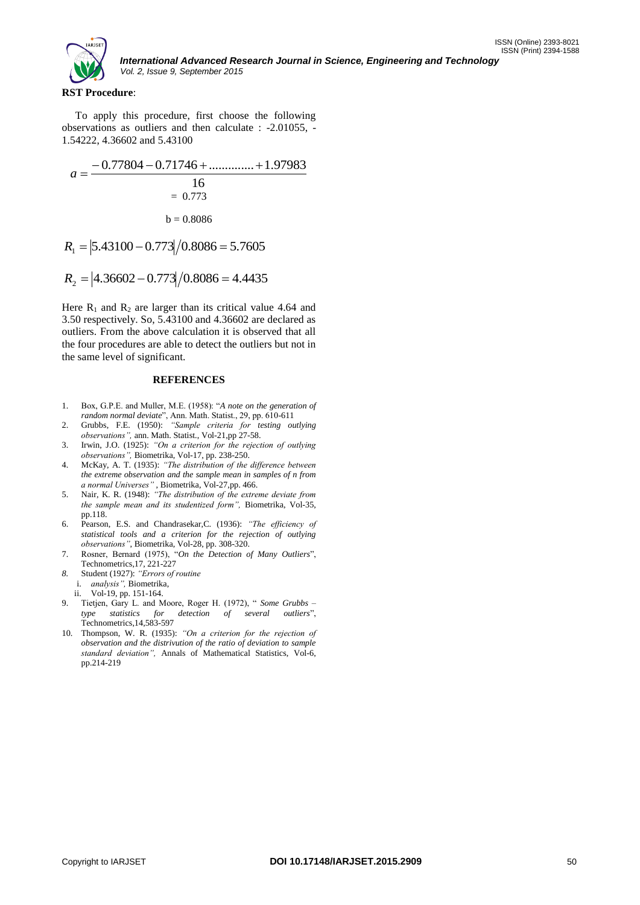**RST Procedure**:

To apply this procedure, first choose the following observations as outliers and then calculate : -2.01055, -1.54222, 4.36602 and 5.43100

$$a = \frac{-0.77804 - 0.71746 + .............. + 1.97983}{16}$$

$= 0.773$

$b = 0.8086$

$$R_1 = |5.43100 - 0.773| / 0.8086 = 5.7605$$

$$R_2 = |4.36602 - 0.773| / 0.8086 = 4.4435$$

Here $R_1$ and $R_2$ are larger than its critical value 4.64 and 3.50 respectively. So, 5.43100 and 4.36602 are declared as outliers. From the above calculation it is observed that all the four procedures are able to detect the outliers but not in the same level of significant.

## REFERENCES

1. Box, G.P.E. and Muller, M.E. (1958): "*A note on the generation of random normal deviate*", Ann. Math. Statist., 29, pp. 610-611
2. Grubbs, F.E. (1950): *"Sample criteria for testing outlying observations",* ann. Math. Statist., Vol-21,pp 27-58.
3. Irwin, J.O. (1925): *"On a criterion for the rejection of outlying observations",* Biometrika, Vol-17, pp. 238-250.
4. McKay, A. T. (1935): *"The distribution of the difference between the extreme observation and the sample mean in samples of n from a normal Universes"* , Biometrika, Vol-27,pp. 466.
5. Nair, K. R. (1948): *"The distribution of the extreme deviate from the sample mean and its studentized form",* Biometrika, Vol-35, pp.118.
6. Pearson, E.S. and Chandrasekar,C. (1936): *"The efficiency of statistical tools and a criterion for the rejection of outlying observations"*, Biometrika, Vol-28, pp. 308-320.
7. Rosner, Bernard (1975), "*On the Detection of Many Outliers*", Technometrics,17, 221-227
8. Student (1927): *"Errors of routine*
   i. *analysis",* Biometrika,
   ii. Vol-19, pp. 151-164.
9. Tietjen, Gary L. and Moore, Roger H. (1972), " *Some Grubbs – type statistics for detection of several outliers*", Technometrics,14,583-597
10. Thompson, W. R. (1935): *"On a criterion for the rejection of observation and the distrivution of the ratio of deviation to sample standard deviation",* Annals of Mathematical Statistics, Vol-6, pp.214-219